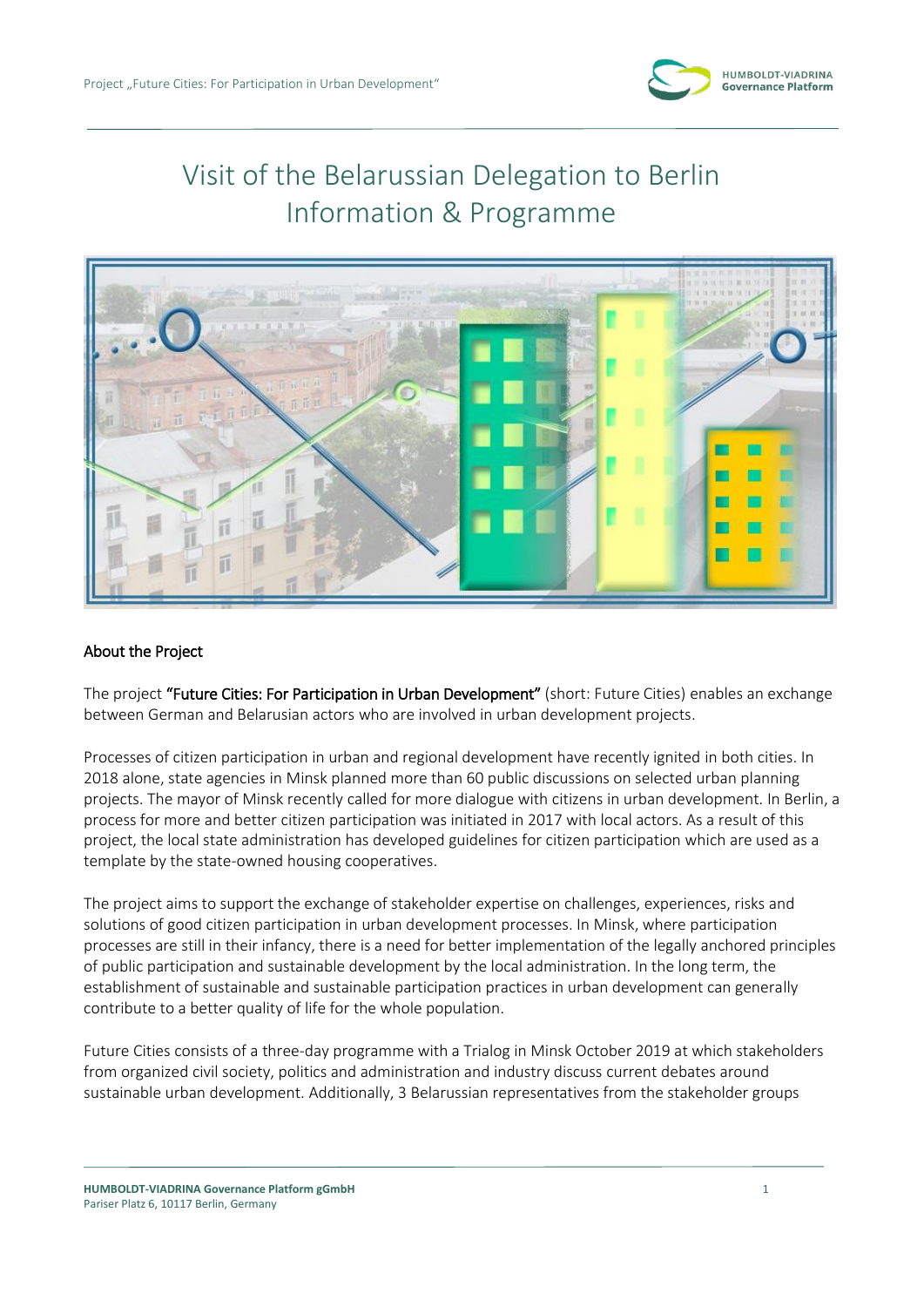# Visit of the Belarussian Delegation to Berlin Information & Programme

## About the Project

The project **"Future Cities: For Participation in Urban Development"** (short: Future Cities) enables an exchange between German and Belarusian actors who are involved in urban development projects.

Processes of citizen participation in urban and regional development have recently ignited in both cities. In 2018 alone, state agencies in Minsk planned more than 60 public discussions on selected urban planning projects. The mayor of Minsk recently called for more dialogue with citizens in urban development. In Berlin, a process for more and better citizen participation was initiated in 2017 with local actors. As a result of this project, the local state administration has developed guidelines for citizen participation which are used as a template by the state-owned housing cooperatives.

The project aims to support the exchange of stakeholder expertise on challenges, experiences, risks and solutions of good citizen participation in urban development processes. In Minsk, where participation processes are still in their infancy, there is a need for better implementation of the legally anchored principles of public participation and sustainable development by the local administration. In the long term, the establishment of sustainable and sustainable participation practices in urban development can generally contribute to a better quality of life for the whole population.

Future Cities consists of a three-day programme with a Trialog in Minsk October 2019 at which stakeholders from organized civil society, politics and administration and industry discuss current debates around sustainable urban development. Additionally, 3 Belarussian representatives from the stakeholder groups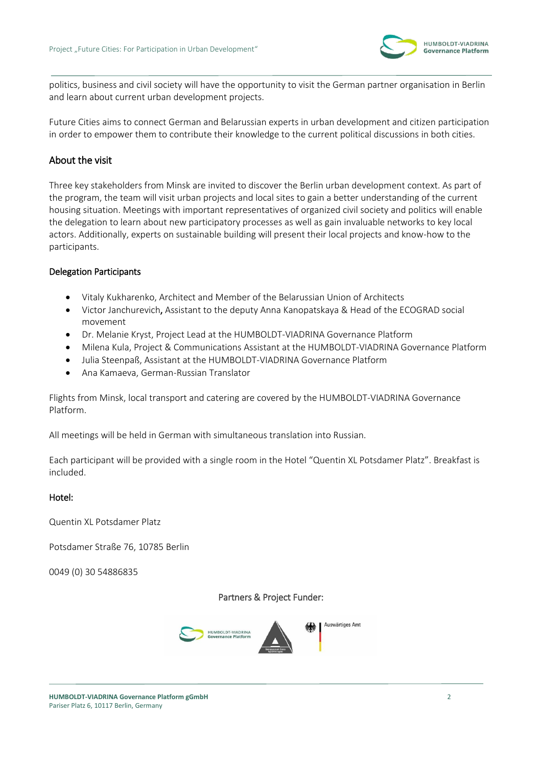politics, business and civil society will have the opportunity to visit the German partner organisation in Berlin and learn about current urban development projects.

Future Cities aims to connect German and Belarussian experts in urban development and citizen participation in order to empower them to contribute their knowledge to the current political discussions in both cities.

## About the visit

Three key stakeholders from Minsk are invited to discover the Berlin urban development context. As part of the program, the team will visit urban projects and local sites to gain a better understanding of the current housing situation. Meetings with important representatives of organized civil society and politics will enable the delegation to learn about new participatory processes as well as gain invaluable networks to key local actors. Additionally, experts on sustainable building will present their local projects and know-how to the participants.

### Delegation Participants

- Vitaly Kukharenko, Architect and Member of the Belarussian Union of Architects
- Victor Janchurevich**,** Assistant to the deputy Anna Kanopatskaya & Head of the ECOGRAD social movement
- Dr. Melanie Kryst, Project Lead at the HUMBOLDT-VIADRINA Governance Platform
- Milena Kula, Project & Communications Assistant at the HUMBOLDT-VIADRINA Governance Platform
- Julia Steenpaß, Assistant at the HUMBOLDT-VIADRINA Governance Platform
- Ana Kamaeva, German-Russian Translator

Flights from Minsk, local transport and catering are covered by the HUMBOLDT-VIADRINA Governance Platform.

All meetings will be held in German with simultaneous translation into Russian.

Each participant will be provided with a single room in the Hotel "Quentin XL Potsdamer Platz". Breakfast is included.

### Hotel:

Quentin XL Potsdamer Platz

Potsdamer Straße 76, 10785 Berlin

0049 (0) 30 54886835

Partners & Project Funder:

HUMBOLDT-VIADRINA Governance Platform gGmbH
Pariser Platz 6, 10117 Berlin, Germany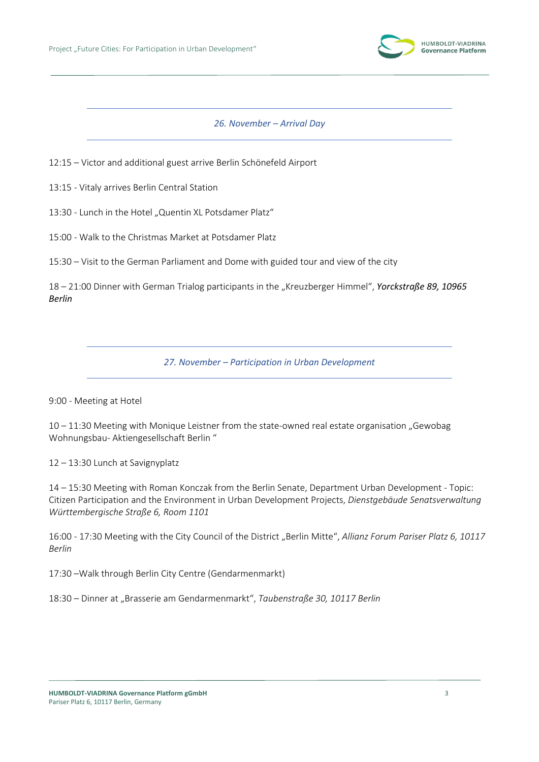## *26. November – Arrival Day*

12:15 – Victor and additional guest arrive Berlin Schönefeld Airport

13:15 - Vitaly arrives Berlin Central Station

13:30 - Lunch in the Hotel „Quentin XL Potsdamer Platz“

15:00 - Walk to the Christmas Market at Potsdamer Platz

15:30 – Visit to the German Parliament and Dome with guided tour and view of the city

18 – 21:00 Dinner with German Trialog participants in the „Kreuzberger Himmel“, ***Yorckstraße 89, 10965 Berlin***

## *27. November – Participation in Urban Development*

9:00 - Meeting at Hotel

10 – 11:30 Meeting with Monique Leistner from the state-owned real estate organisation „Gewobag Wohnungsbau- Aktiengesellschaft Berlin “

12 – 13:30 Lunch at Savignyplatz

14 – 15:30 Meeting with Roman Konczak from the Berlin Senate, Department Urban Development - Topic: Citizen Participation and the Environment in Urban Development Projects, *Dienstgebäude Senatsverwaltung Württembergische Straße 6, Room 1101*

16:00 - 17:30 Meeting with the City Council of the District „Berlin Mitte“, *Allianz Forum Pariser Platz 6, 10117 Berlin*

17:30 –Walk through Berlin City Centre (Gendarmenmarkt)

18:30 – Dinner at „Brasserie am Gendarmenmarkt“, *Taubenstraße 30, 10117 Berlin*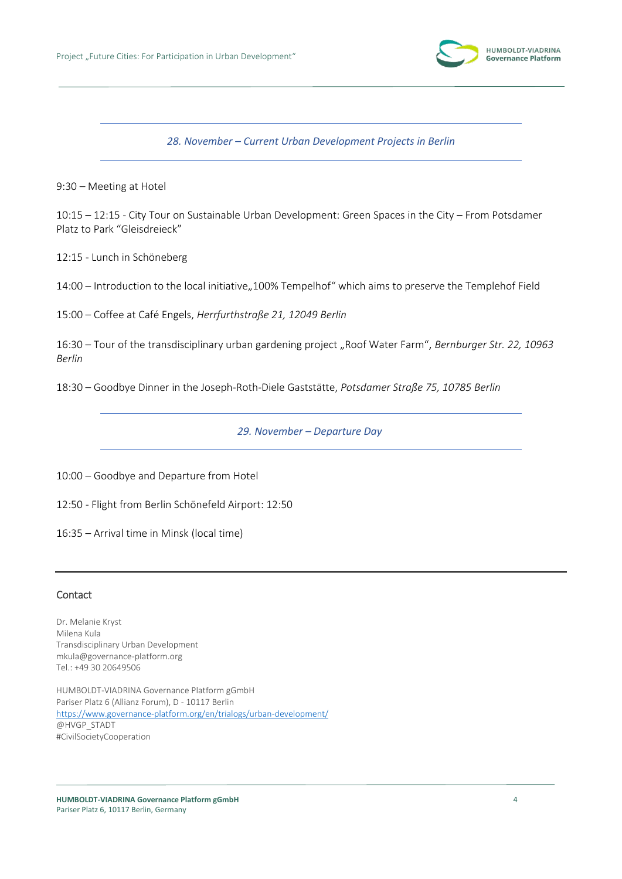*28. November – Current Urban Development Projects in Berlin*

9:30 – Meeting at Hotel

10:15 – 12:15 - City Tour on Sustainable Urban Development: Green Spaces in the City – From Potsdamer Platz to Park "Gleisdreieck"

12:15 - Lunch in Schöneberg

14:00 – Introduction to the local initiative„100% Tempelhof" which aims to preserve the Templehof Field

15:00 – Coffee at Café Engels, *Herrfurthstraße 21, 12049 Berlin*

16:30 – Tour of the transdisciplinary urban gardening project „Roof Water Farm", *Bernburger Str. 22, 10963 Berlin*

18:30 – Goodbye Dinner in the Joseph-Roth-Diele Gaststätte, *Potsdamer Straße 75, 10785 Berlin*

*29. November – Departure Day*

10:00 – Goodbye and Departure from Hotel

12:50 - Flight from Berlin Schönefeld Airport: 12:50

16:35 – Arrival time in Minsk (local time)

## Contact

Dr. Melanie Kryst
Milena Kula
Transdisciplinary Urban Development
mkula@governance-platform.org
Tel.: +49 30 20649506

HUMBOLDT-VIADRINA Governance Platform gGmbH
Pariser Platz 6 (Allianz Forum), D - 10117 Berlin
https://www.governance-platform.org/en/trialogs/urban-development/
@HVGP_STADT
#CivilSocietyCooperation